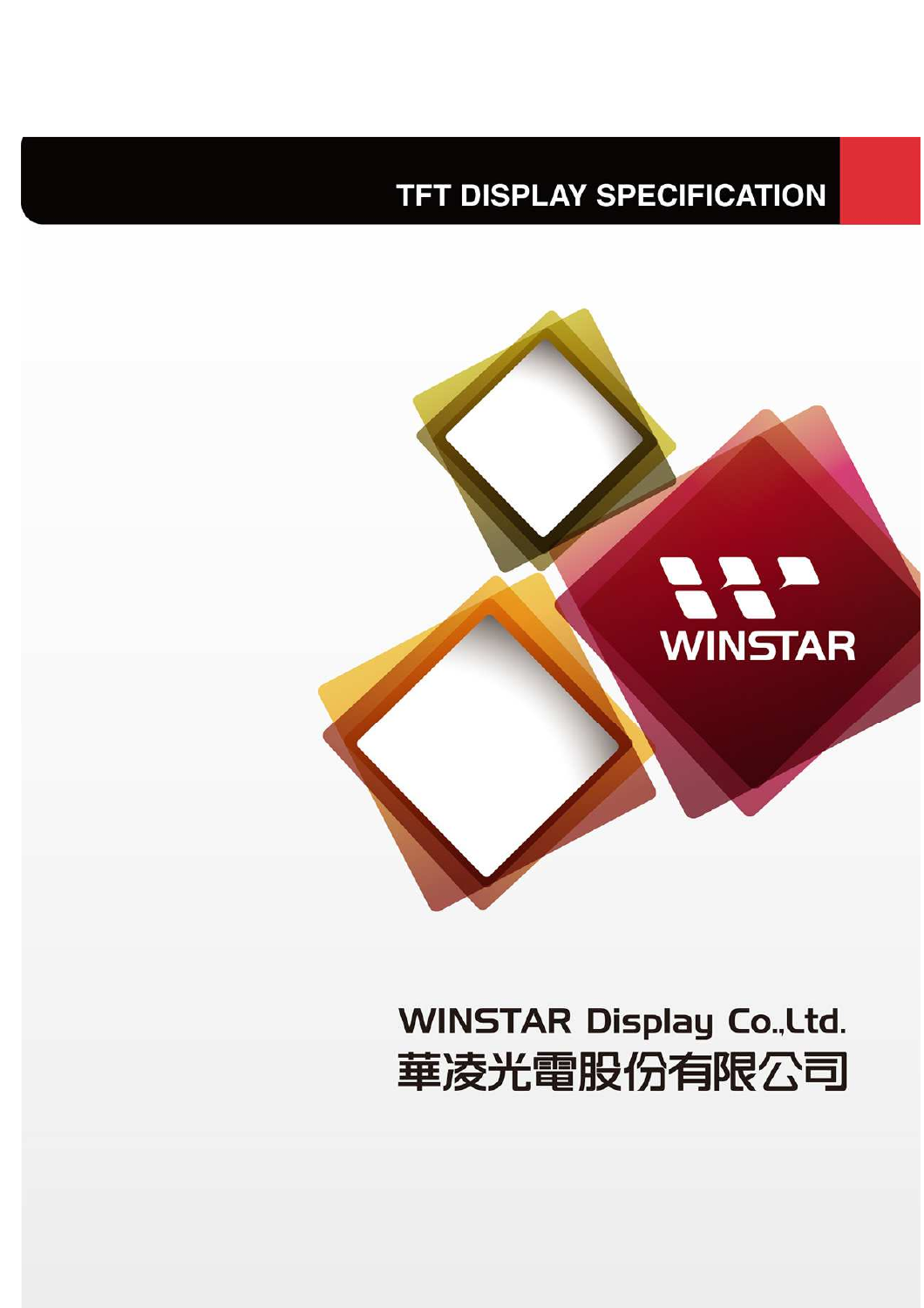# TFT DISPLAY SPECIFICATION

WINSTAR

WINSTAR Display Co.,Ltd.

華凌光電股份有限公司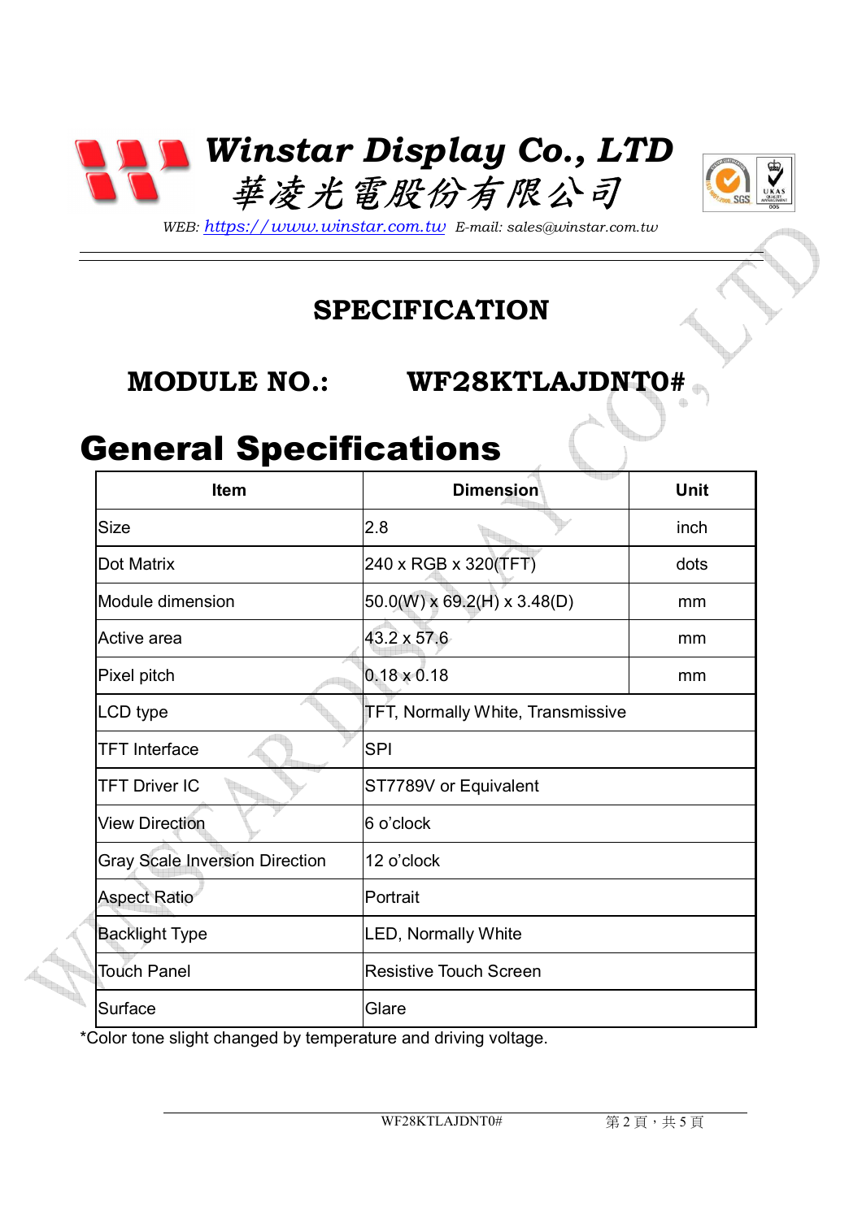# Winstar Display Co., LTD
華凌光電股份有限公司

*WEB: https://www.winstar.com.tw E-mail: sales@winstar.com.tw*

## SPECIFICATION

## MODULE NO.: WF28KTLAJDNT0#

# General Specifications

| Item | Dimension | Unit |
|---|---|---|
| Size | 2.8 | inch |
| Dot Matrix | 240 x RGB x 320(TFT) | dots |
| Module dimension | 50.0(W) x 69.2(H) x 3.48(D) | mm |
| Active area | 43.2 x 57.6 | mm |
| Pixel pitch | 0.18 x 0.18 | mm |
| LCD type | TFT, Normally White, Transmissive | |
| TFT Interface | SPI | |
| TFT Driver IC | ST7789V or Equivalent | |
| View Direction | 6 o'clock | |
| Gray Scale Inversion Direction | 12 o'clock | |
| Aspect Ratio | Portrait | |
| Backlight Type | LED, Normally White | |
| Touch Panel | Resistive Touch Screen | |
| Surface | Glare | |

*Color tone slight changed by temperature and driving voltage.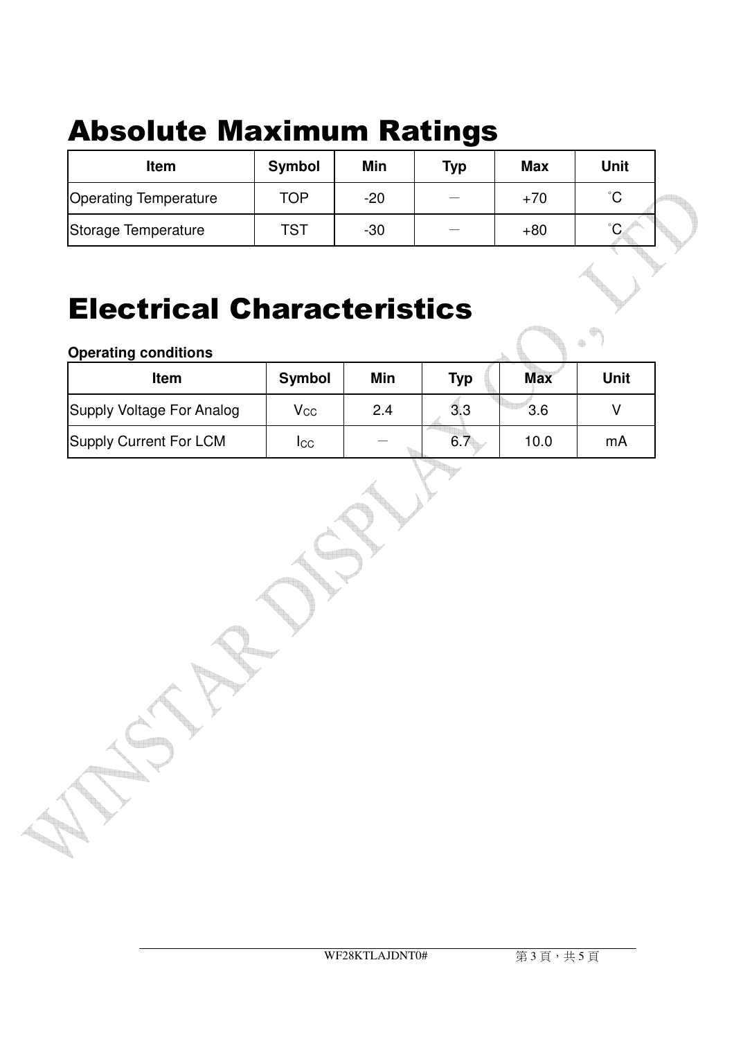# Absolute Maximum Ratings

| Item | Symbol | Min | Typ | Max | Unit |
|---|---|---|---|---|---|
| Operating Temperature | TOP | -20 | － | +70 | ℃ |
| Storage Temperature | TST | -30 | － | +80 | ℃ |

# Electrical Characteristics

**Operating conditions**

| Item | Symbol | Min | Typ | Max | Unit |
|---|---|---|---|---|---|
| Supply Voltage For Analog | $V_{CC}$ | 2.4 | 3.3 | 3.6 | V |
| Supply Current For LCM | $I_{CC}$ | － | 6.7 | 10.0 | mA |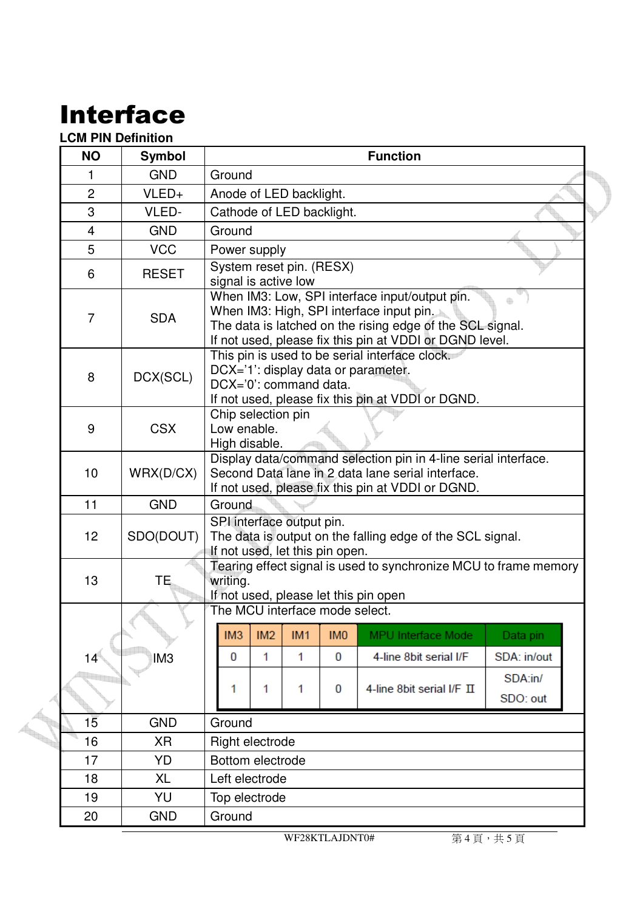# Interface

**LCM PIN Definition**

| NO | Symbol | Function |
|---|---|---|
| 1 | GND | Ground |
| 2 | VLED+ | Anode of LED backlight. |
| 3 | VLED- | Cathode of LED backlight. |
| 4 | GND | Ground |
| 5 | VCC | Power supply |
| 6 | RESET | System reset pin. (RESX)<br>signal is active low |
| 7 | SDA | When IM3: Low, SPI interface input/output pin.<br>When IM3: High, SPI interface input pin.<br>The data is latched on the rising edge of the SCL signal.<br>If not used, please fix this pin at VDDI or DGND level. |
| 8 | DCX(SCL) | This pin is used to be serial interface clock.<br>DCX='1': display data or parameter.<br>DCX='0': command data.<br>If not used, please fix this pin at VDDI or DGND. |
| 9 | CSX | Chip selection pin<br>Low enable.<br>High disable. |
| 10 | WRX(D/CX) | Display data/command selection pin in 4-line serial interface.<br>Second Data lane in 2 data lane serial interface.<br>If not used, please fix this pin at VDDI or DGND. |
| 11 | GND | Ground |
| 12 | SDO(DOUT) | SPI interface output pin.<br>The data is output on the falling edge of the SCL signal.<br>If not used, let this pin open. |
| 13 | TE | Tearing effect signal is used to synchronize MCU to frame memory writing.<br>If not used, please let this pin open |
| 14 | IM3 | The MCU interface mode select. (see table below) |
| 15 | GND | Ground |
| 16 | XR | Right electrode |
| 17 | YD | Bottom electrode |
| 18 | XL | Left electrode |
| 19 | YU | Top electrode |
| 20 | GND | Ground |

| IM3 | IM2 | IM1 | IM0 | MPU Interface Mode | Data pin |
|---|---|---|---|---|---|
| 0 | 1 | 1 | 0 | 4-line 8bit serial I/F | SDA: in/out |
| 1 | 1 | 1 | 0 | 4-line 8bit serial I/F Ⅱ | SDA:in/<br>SDO: out |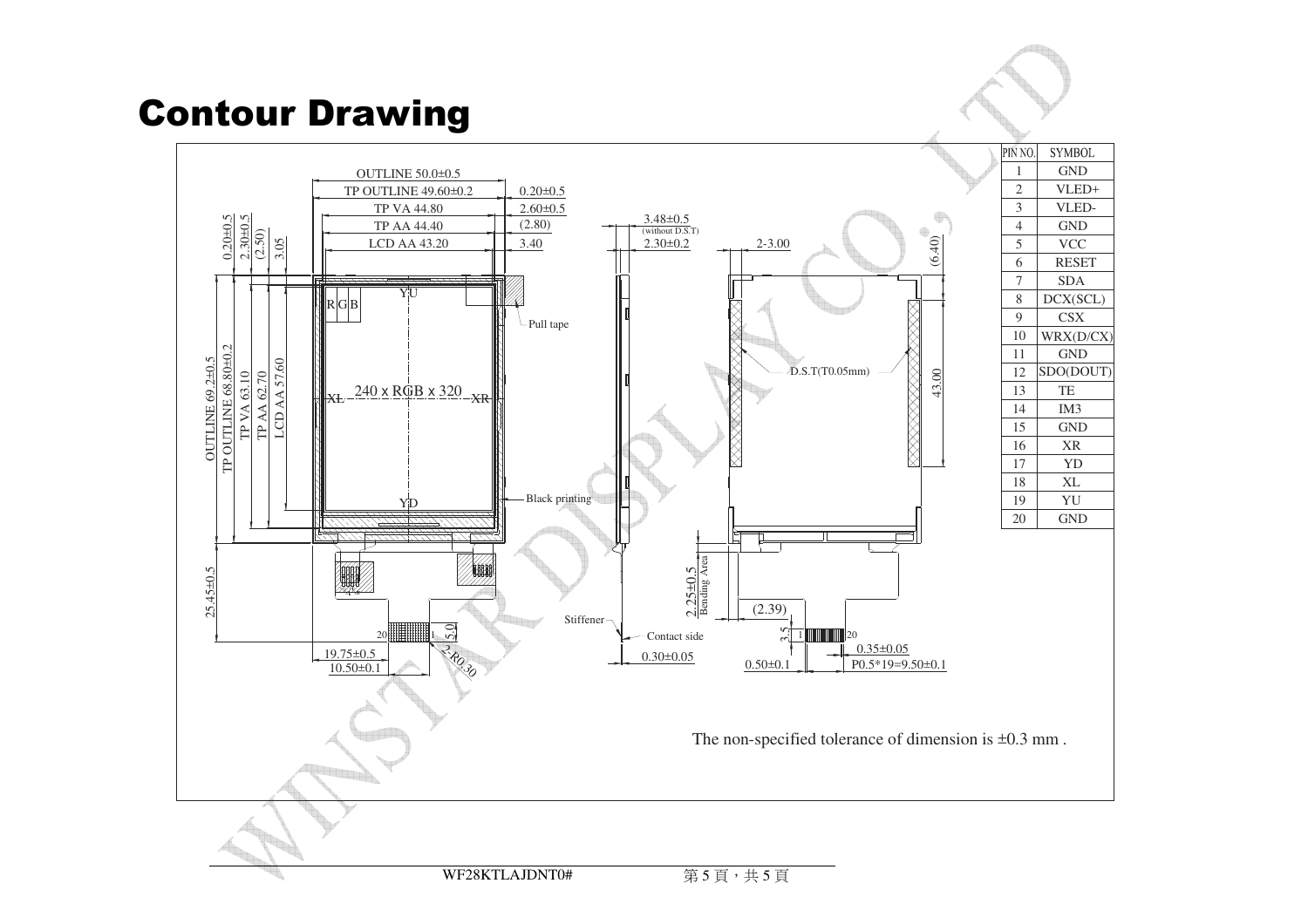# Contour Drawing

OUTLINE 50.0±0.5
TP OUTLINE 49.60±0.2
TP VA 44.80
TP AA 44.40
LCD AA 43.20
0.20±0.5
2.60±0.5
(2.80)
3.40
3.48±0.5
(without D.S.T)
2.30±0.2
2-3.00
(6.40)
0.20±0.5
2.30±0.5
(2.50)
3.05
OUTLINE 69.2±0.5
TP OUTLINE 68.80±0.2
TP VA 63.10
TP AA 62.70
LCD AA 57.60
RGB
YU
XL
240 x RGB x 320
XR
YD
Pull tape
Black printing
D.S.T(T0.05mm)
43.00
25.45±0.5
2.25±0.5
Bending Area
(2.39)
Stiffener
Contact side
0.30±0.05
20
1
5.0
2-R0.30
19.75±0.5
10.50±0.1
3.5
0.35±0.05
0.50±0.1
P0.5*19=9.50±0.1

| PIN NO. | SYMBOL |
|---|---|
| 1 | GND |
| 2 | VLED+ |
| 3 | VLED- |
| 4 | GND |
| 5 | VCC |
| 6 | RESET |
| 7 | SDA |
| 8 | DCX(SCL) |
| 9 | CSX |
| 10 | WRX(D/CX) |
| 11 | GND |
| 12 | SDO(DOUT) |
| 13 | TE |
| 14 | IM3 |
| 15 | GND |
| 16 | XR |
| 17 | YD |
| 18 | XL |
| 19 | YU |
| 20 | GND |

The non-specified tolerance of dimension is ±0.3 mm .